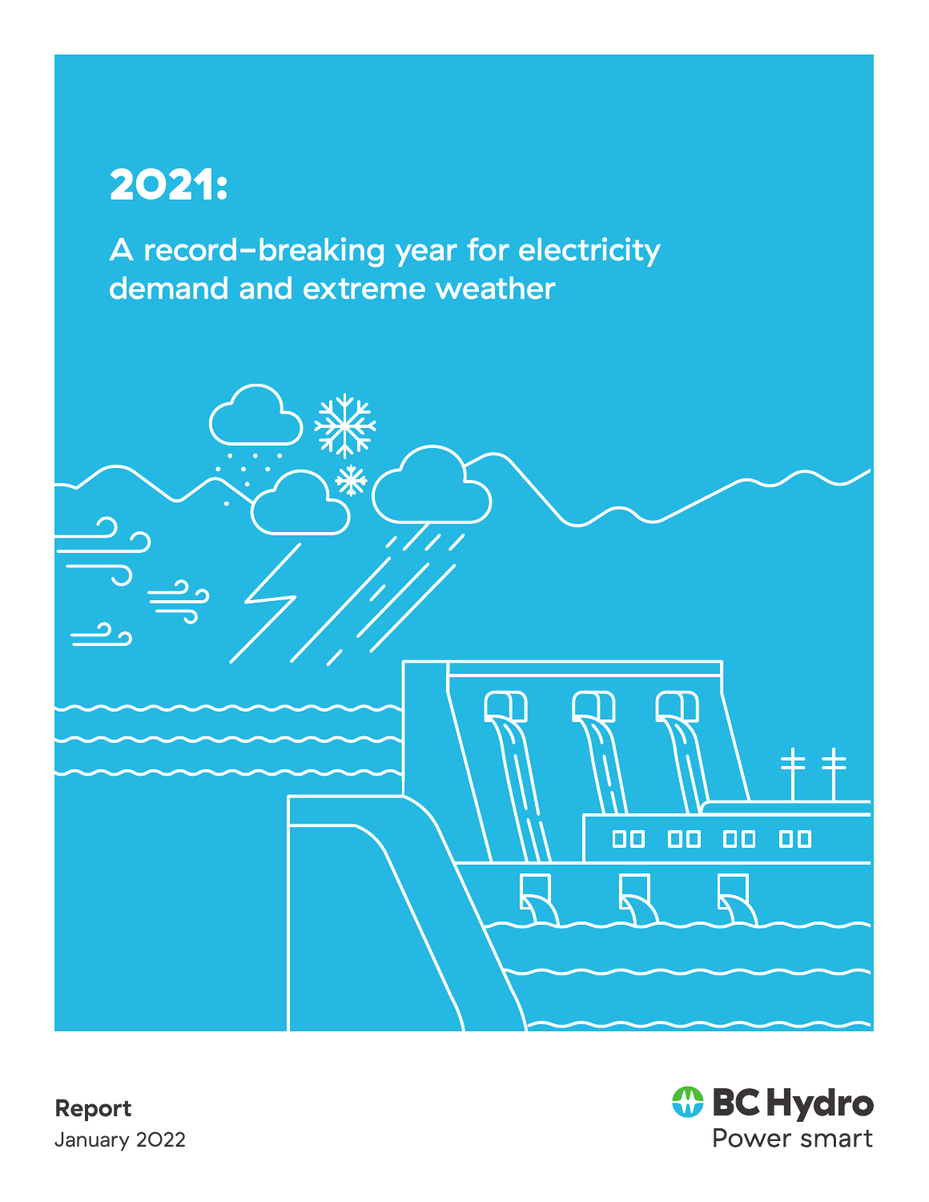# 2021:

## A record-breaking year for electricity demand and extreme weather

**Report**
January 2022

BC Hydro
Power smart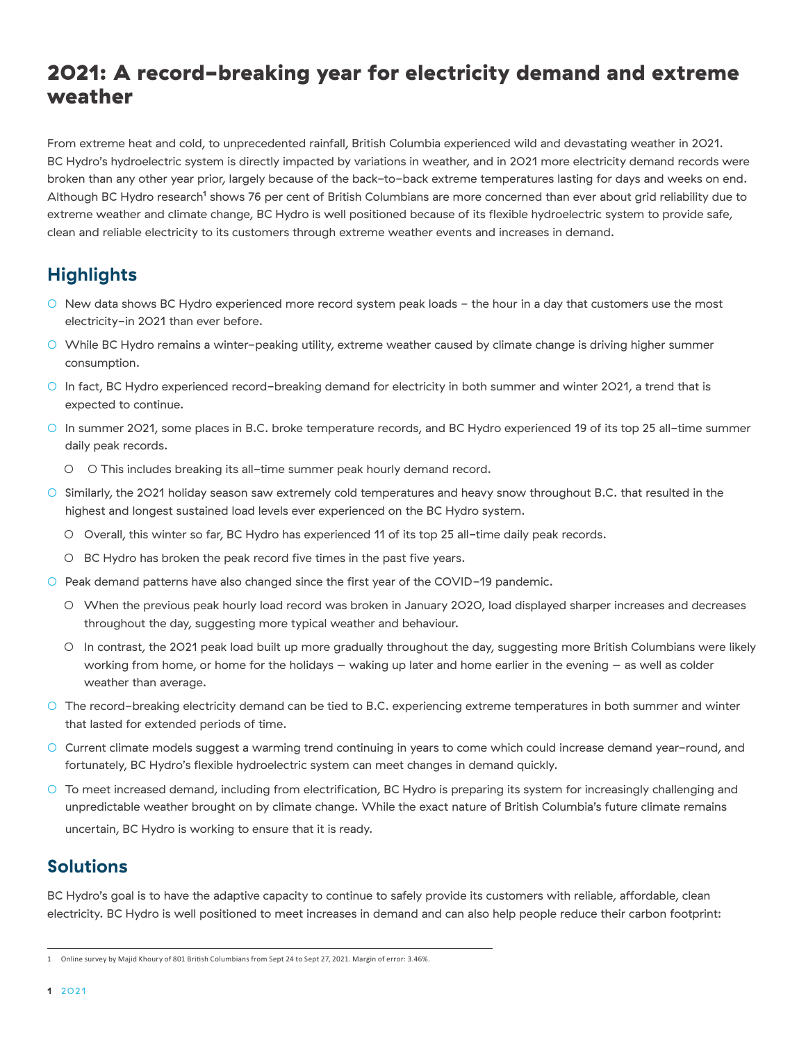# 2021: A record-breaking year for electricity demand and extreme weather

From extreme heat and cold, to unprecedented rainfall, British Columbia experienced wild and devastating weather in 2021. BC Hydro's hydroelectric system is directly impacted by variations in weather, and in 2021 more electricity demand records were broken than any other year prior, largely because of the back-to-back extreme temperatures lasting for days and weeks on end. Although BC Hydro research[1] shows 76 per cent of British Columbians are more concerned than ever about grid reliability due to extreme weather and climate change, BC Hydro is well positioned because of its flexible hydroelectric system to provide safe, clean and reliable electricity to its customers through extreme weather events and increases in demand.

## Highlights

- New data shows BC Hydro experienced more record system peak loads – the hour in a day that customers use the most electricity–in 2021 than ever before.
- While BC Hydro remains a winter-peaking utility, extreme weather caused by climate change is driving higher summer consumption.
- In fact, BC Hydro experienced record-breaking demand for electricity in both summer and winter 2021, a trend that is expected to continue.
- In summer 2021, some places in B.C. broke temperature records, and BC Hydro experienced 19 of its top 25 all-time summer daily peak records.
  - O This includes breaking its all-time summer peak hourly demand record.
- Similarly, the 2021 holiday season saw extremely cold temperatures and heavy snow throughout B.C. that resulted in the highest and longest sustained load levels ever experienced on the BC Hydro system.
  - Overall, this winter so far, BC Hydro has experienced 11 of its top 25 all-time daily peak records.
  - BC Hydro has broken the peak record five times in the past five years.
- Peak demand patterns have also changed since the first year of the COVID-19 pandemic.
  - When the previous peak hourly load record was broken in January 2020, load displayed sharper increases and decreases throughout the day, suggesting more typical weather and behaviour.
  - In contrast, the 2021 peak load built up more gradually throughout the day, suggesting more British Columbians were likely working from home, or home for the holidays — waking up later and home earlier in the evening — as well as colder weather than average.
- The record-breaking electricity demand can be tied to B.C. experiencing extreme temperatures in both summer and winter that lasted for extended periods of time.
- Current climate models suggest a warming trend continuing in years to come which could increase demand year-round, and fortunately, BC Hydro's flexible hydroelectric system can meet changes in demand quickly.
- To meet increased demand, including from electrification, BC Hydro is preparing its system for increasingly challenging and unpredictable weather brought on by climate change. While the exact nature of British Columbia's future climate remains uncertain, BC Hydro is working to ensure that it is ready.

## Solutions

BC Hydro's goal is to have the adaptive capacity to continue to safely provide its customers with reliable, affordable, clean electricity. BC Hydro is well positioned to meet increases in demand and can also help people reduce their carbon footprint:

---

[1] Online survey by Majid Khoury of 801 British Columbians from Sept 24 to Sept 27, 2021. Margin of error: 3.46%.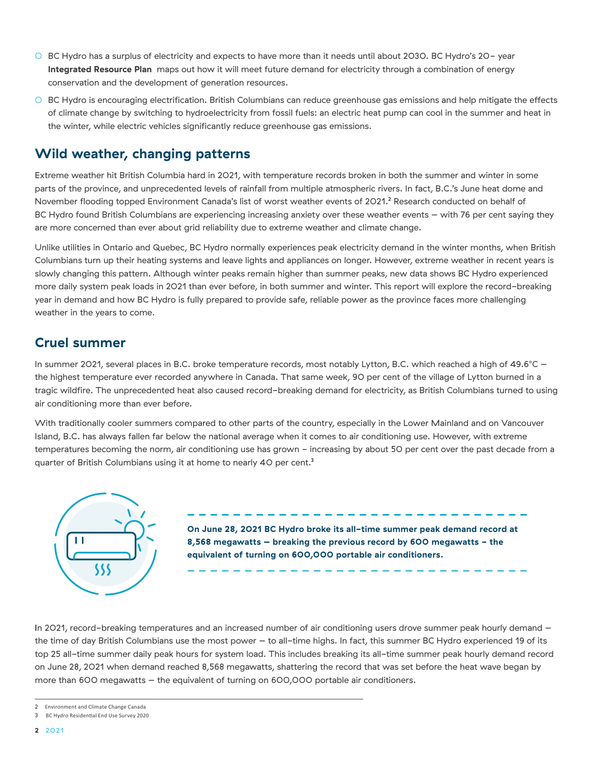- BC Hydro has a surplus of electricity and expects to have more than it needs until about 2030. BC Hydro's 20- year **Integrated Resource Plan** maps out how it will meet future demand for electricity through a combination of energy conservation and the development of generation resources.
- BC Hydro is encouraging electrification. British Columbians can reduce greenhouse gas emissions and help mitigate the effects of climate change by switching to hydroelectricity from fossil fuels: an electric heat pump can cool in the summer and heat in the winter, while electric vehicles significantly reduce greenhouse gas emissions.

## Wild weather, changing patterns

Extreme weather hit British Columbia hard in 2021, with temperature records broken in both the summer and winter in some parts of the province, and unprecedented levels of rainfall from multiple atmospheric rivers. In fact, B.C.'s June heat dome and November flooding topped Environment Canada's list of worst weather events of 2021.[2] Research conducted on behalf of BC Hydro found British Columbians are experiencing increasing anxiety over these weather events – with 76 per cent saying they are more concerned than ever about grid reliability due to extreme weather and climate change.

Unlike utilities in Ontario and Quebec, BC Hydro normally experiences peak electricity demand in the winter months, when British Columbians turn up their heating systems and leave lights and appliances on longer. However, extreme weather in recent years is slowly changing this pattern. Although winter peaks remain higher than summer peaks, new data shows BC Hydro experienced more daily system peak loads in 2021 than ever before, in both summer and winter. This report will explore the record-breaking year in demand and how BC Hydro is fully prepared to provide safe, reliable power as the province faces more challenging weather in the years to come.

## Cruel summer

In summer 2021, several places in B.C. broke temperature records, most notably Lytton, B.C. which reached a high of 49.6°C – the highest temperature ever recorded anywhere in Canada. That same week, 90 per cent of the village of Lytton burned in a tragic wildfire. The unprecedented heat also caused record-breaking demand for electricity, as British Columbians turned to using air conditioning more than ever before.

With traditionally cooler summers compared to other parts of the country, especially in the Lower Mainland and on Vancouver Island, B.C. has always fallen far below the national average when it comes to air conditioning use. However, with extreme temperatures becoming the norm, air conditioning use has grown – increasing by about 50 per cent over the past decade from a quarter of British Columbians using it at home to nearly 40 per cent.[3]

**On June 28, 2021 BC Hydro broke its all-time summer peak demand record at 8,568 megawatts – breaking the previous record by 600 megawatts – the equivalent of turning on 600,000 portable air conditioners.**

In 2021, record-breaking temperatures and an increased number of air conditioning users drove summer peak hourly demand – the time of day British Columbians use the most power – to all-time highs. In fact, this summer BC Hydro experienced 19 of its top 25 all-time summer daily peak hours for system load. This includes breaking its all-time summer peak hourly demand record on June 28, 2021 when demand reached 8,568 megawatts, shattering the record that was set before the heat wave began by more than 600 megawatts – the equivalent of turning on 600,000 portable air conditioners.

---

2 Environment and Climate Change Canada

3 BC Hydro Residential End Use Survey 2020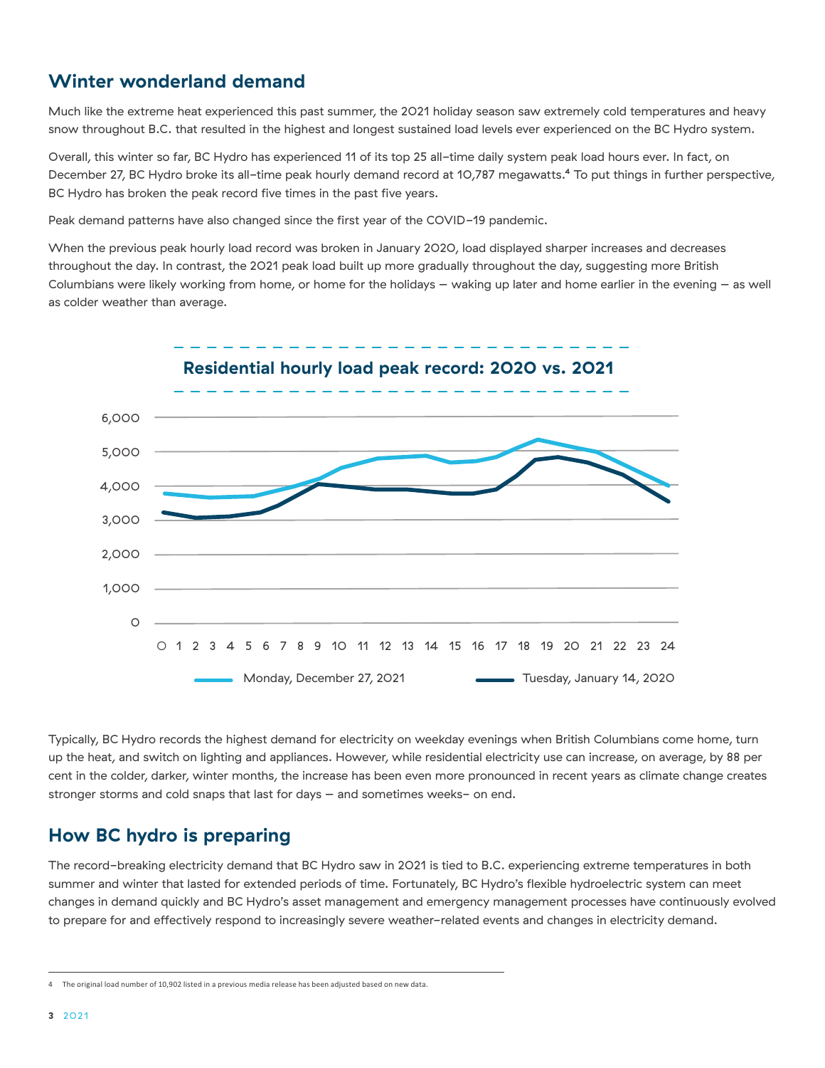## Winter wonderland demand

Much like the extreme heat experienced this past summer, the 2021 holiday season saw extremely cold temperatures and heavy snow throughout B.C. that resulted in the highest and longest sustained load levels ever experienced on the BC Hydro system.

Overall, this winter so far, BC Hydro has experienced 11 of its top 25 all-time daily system peak load hours ever. In fact, on December 27, BC Hydro broke its all-time peak hourly demand record at 10,787 megawatts.[4] To put things in further perspective, BC Hydro has broken the peak record five times in the past five years.

Peak demand patterns have also changed since the first year of the COVID-19 pandemic.

When the previous peak hourly load record was broken in January 2020, load displayed sharper increases and decreases throughout the day. In contrast, the 2021 peak load built up more gradually throughout the day, suggesting more British Columbians were likely working from home, or home for the holidays – waking up later and home earlier in the evening – as well as colder weather than average.

**Residential hourly load peak record: 2020 vs. 2021**

Y-axis: 0, 1,000, 2,000, 3,000, 4,000, 5,000, 6,000

X-axis: 0 1 2 3 4 5 6 7 8 9 10 11 12 13 14 15 16 17 18 19 20 21 22 23 24

Legend: Monday, December 27, 2021 — Tuesday, January 14, 2020

Typically, BC Hydro records the highest demand for electricity on weekday evenings when British Columbians come home, turn up the heat, and switch on lighting and appliances. However, while residential electricity use can increase, on average, by 88 per cent in the colder, darker, winter months, the increase has been even more pronounced in recent years as climate change creates stronger storms and cold snaps that last for days – and sometimes weeks– on end.

## How BC hydro is preparing

The record-breaking electricity demand that BC Hydro saw in 2021 is tied to B.C. experiencing extreme temperatures in both summer and winter that lasted for extended periods of time. Fortunately, BC Hydro's flexible hydroelectric system can meet changes in demand quickly and BC Hydro's asset management and emergency management processes have continuously evolved to prepare for and effectively respond to increasingly severe weather-related events and changes in electricity demand.

---

4 The original load number of 10,902 listed in a previous media release has been adjusted based on new data.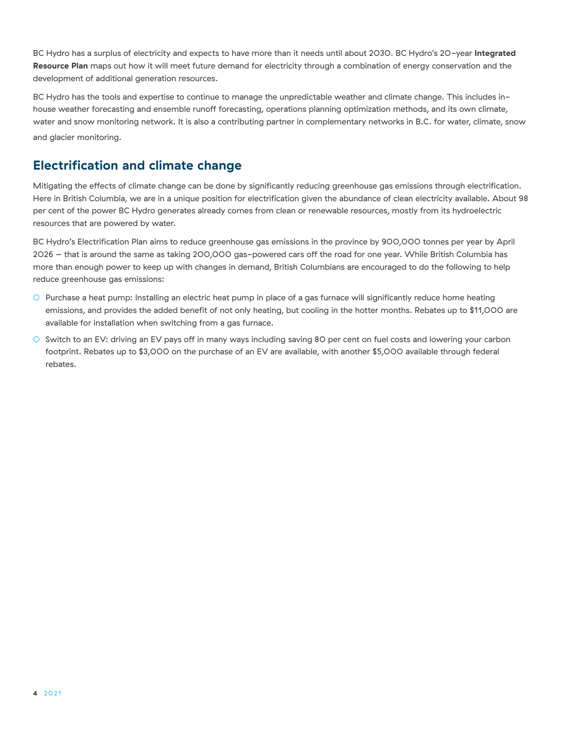BC Hydro has a surplus of electricity and expects to have more than it needs until about 2030. BC Hydro's 20-year **Integrated Resource Plan** maps out how it will meet future demand for electricity through a combination of energy conservation and the development of additional generation resources.

BC Hydro has the tools and expertise to continue to manage the unpredictable weather and climate change. This includes in-house weather forecasting and ensemble runoff forecasting, operations planning optimization methods, and its own climate, water and snow monitoring network. It is also a contributing partner in complementary networks in B.C. for water, climate, snow and glacier monitoring.

## Electrification and climate change

Mitigating the effects of climate change can be done by significantly reducing greenhouse gas emissions through electrification. Here in British Columbia, we are in a unique position for electrification given the abundance of clean electricity available. About 98 per cent of the power BC Hydro generates already comes from clean or renewable resources, mostly from its hydroelectric resources that are powered by water.

BC Hydro's Electrification Plan aims to reduce greenhouse gas emissions in the province by 900,000 tonnes per year by April 2026 — that is around the same as taking 200,000 gas-powered cars off the road for one year. While British Columbia has more than enough power to keep up with changes in demand, British Columbians are encouraged to do the following to help reduce greenhouse gas emissions:

- Purchase a heat pump: Installing an electric heat pump in place of a gas furnace will significantly reduce home heating emissions, and provides the added benefit of not only heating, but cooling in the hotter months. Rebates up to $11,000 are available for installation when switching from a gas furnace.
- Switch to an EV: driving an EV pays off in many ways including saving 80 per cent on fuel costs and lowering your carbon footprint. Rebates up to $3,000 on the purchase of an EV are available, with another $5,000 available through federal rebates.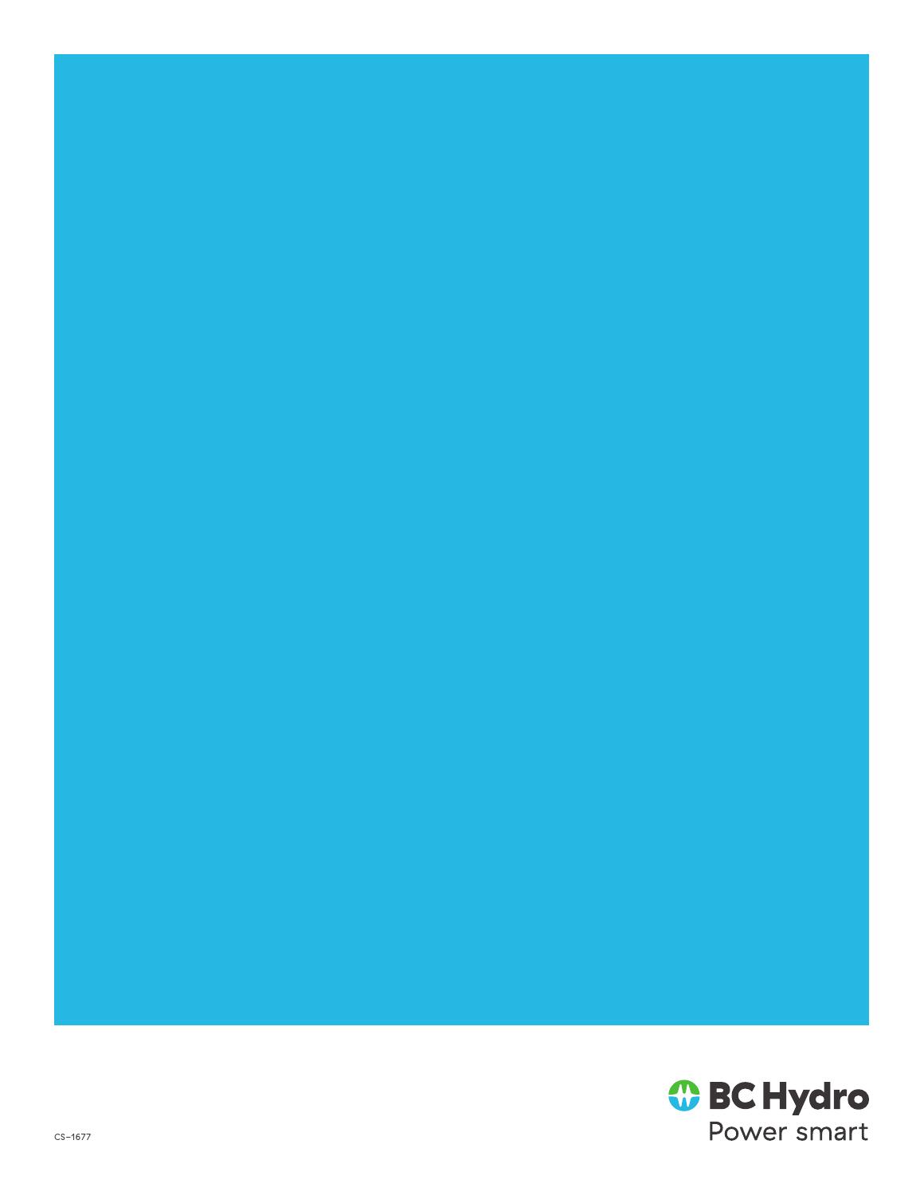CS–1677

BC Hydro
Power smart